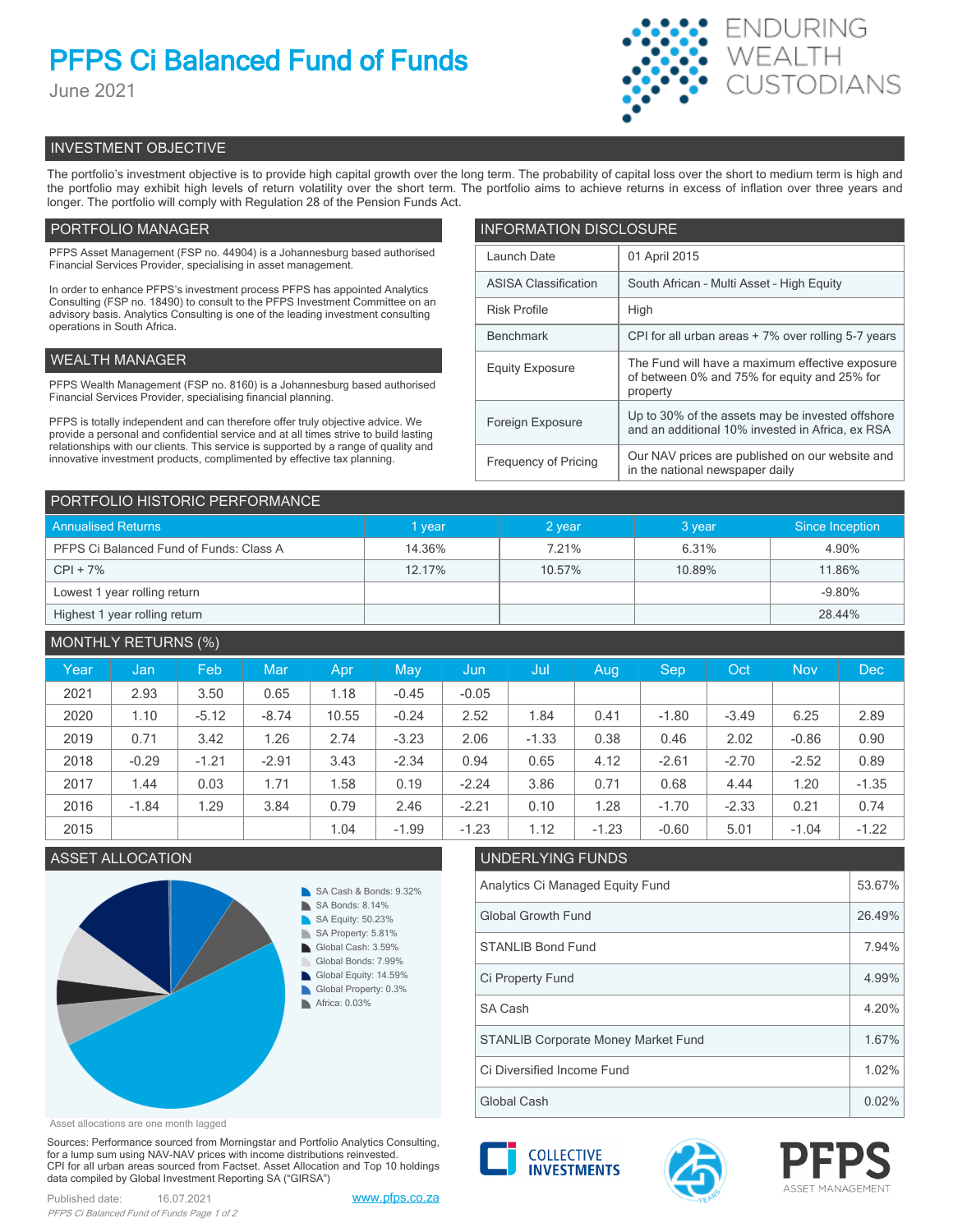# PFPS Ci Balanced Fund of Funds

June 2021

ENDURING WEALTH CUSTODIANS

## INVESTMENT OBJECTIVE

The portfolio's investment objective is to provide high capital growth over the long term. The probability of capital loss over the short to medium term is high and the portfolio may exhibit high levels of return volatility over the short term. The portfolio aims to achieve returns in excess of inflation over three years and longer. The portfolio will comply with Regulation 28 of the Pension Funds Act.

## PORTFOLIO MANAGER

PFPS Asset Management (FSP no. 44904) is a Johannesburg based authorised Financial Services Provider, specialising in asset management.

In order to enhance PFPS's investment process PFPS has appointed Analytics Consulting (FSP no. 18490) to consult to the PFPS Investment Committee on an advisory basis. Analytics Consulting is one of the leading investment consulting operations in South Africa.

## WEALTH MANAGER

PFPS Wealth Management (FSP no. 8160) is a Johannesburg based authorised Financial Services Provider, specialising financial planning.

PFPS is totally independent and can therefore offer truly objective advice. We provide a personal and confidential service and at all times strive to build lasting relationships with our clients. This service is supported by a range of quality and innovative investment products, complimented by effective tax planning.

## INFORMATION DISCLOSURE

| | |
|---|---|
| Launch Date | 01 April 2015 |
| ASISA Classification | South African - Multi Asset - High Equity |
| Risk Profile | High |
| Benchmark | CPI for all urban areas + 7% over rolling 5-7 years |
| Equity Exposure | The Fund will have a maximum effective exposure of between 0% and 75% for equity and 25% for property |
| Foreign Exposure | Up to 30% of the assets may be invested offshore and an additional 10% invested in Africa, ex RSA |
| Frequency of Pricing | Our NAV prices are published on our website and in the national newspaper daily |

## PORTFOLIO HISTORIC PERFORMANCE

| Annualised Returns | 1 year | 2 year | 3 year | Since Inception |
|---|---|---|---|---|
| PFPS Ci Balanced Fund of Funds: Class A | 14.36% | 7.21% | 6.31% | 4.90% |
| CPI + 7% | 12.17% | 10.57% | 10.89% | 11.86% |
| Lowest 1 year rolling return | | | | -9.80% |
| Highest 1 year rolling return | | | | 28.44% |

## MONTHLY RETURNS (%)

| Year | Jan | Feb | Mar | Apr | May | Jun | Jul | Aug | Sep | Oct | Nov | Dec |
|---|---|---|---|---|---|---|---|---|---|---|---|---|
| 2021 | 2.93 | 3.50 | 0.65 | 1.18 | -0.45 | -0.05 | | | | | | |
| 2020 | 1.10 | -5.12 | -8.74 | 10.55 | -0.24 | 2.52 | 1.84 | 0.41 | -1.80 | -3.49 | 6.25 | 2.89 |
| 2019 | 0.71 | 3.42 | 1.26 | 2.74 | -3.23 | 2.06 | -1.33 | 0.38 | 0.46 | 2.02 | -0.86 | 0.90 |
| 2018 | -0.29 | -1.21 | -2.91 | 3.43 | -2.34 | 0.94 | 0.65 | 4.12 | -2.61 | -2.70 | -2.52 | 0.89 |
| 2017 | 1.44 | 0.03 | 1.71 | 1.58 | 0.19 | -2.24 | 3.86 | 0.71 | 0.68 | 4.44 | 1.20 | -1.35 |
| 2016 | -1.84 | 1.29 | 3.84 | 0.79 | 2.46 | -2.21 | 0.10 | 1.28 | -1.70 | -2.33 | 0.21 | 0.74 |
| 2015 | | | | 1.04 | -1.99 | -1.23 | 1.12 | -1.23 | -0.60 | 5.01 | -1.04 | -1.22 |

## ASSET ALLOCATION

- SA Cash & Bonds: 9.32%
- SA Bonds: 8.14%
- SA Equity: 50.23%
- SA Property: 5.81%
- Global Cash: 3.59%
- Global Bonds: 7.99%
- Global Equity: 14.59%
- Global Property: 0.3%
- Africa: 0.03%

Asset allocations are one month lagged

## UNDERLYING FUNDS

| | |
|---|---|
| Analytics Ci Managed Equity Fund | 53.67% |
| Global Growth Fund | 26.49% |
| STANLIB Bond Fund | 7.94% |
| Ci Property Fund | 4.99% |
| SA Cash | 4.20% |
| STANLIB Corporate Money Market Fund | 1.67% |
| Ci Diversified Income Fund | 1.02% |
| Global Cash | 0.02% |

Sources: Performance sourced from Morningstar and Portfolio Analytics Consulting, for a lump sum using NAV-NAV prices with income distributions reinvested. CPI for all urban areas sourced from Factset. Asset Allocation and Top 10 holdings data compiled by Global Investment Reporting SA ("GIRSA")

Published date: 16.07.2021

www.pfps.co.za

COLLECTIVE INVESTMENTS

PFPS ASSET MANAGEMENT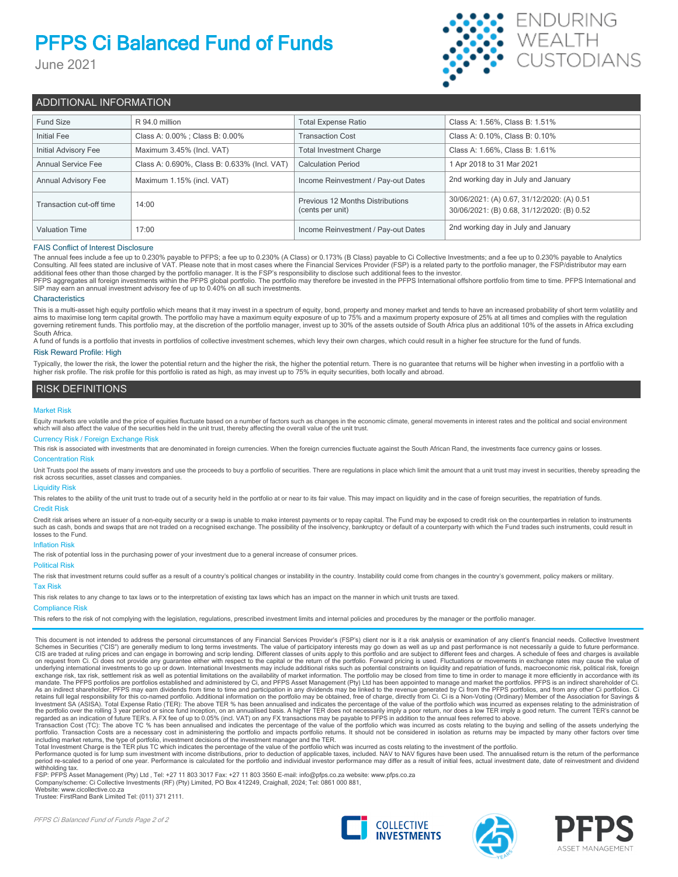# PFPS Ci Balanced Fund of Funds

June 2021

## ADDITIONAL INFORMATION

| | | | |
|---|---|---|---|
| Fund Size | R 94.0 million | Total Expense Ratio | Class A: 1.56%, Class B: 1.51% |
| Initial Fee | Class A: 0.00% ; Class B: 0.00% | Transaction Cost | Class A: 0.10%, Class B: 0.10% |
| Initial Advisory Fee | Maximum 3.45% (Incl. VAT) | Total Investment Charge | Class A: 1.66%, Class B: 1.61% |
| Annual Service Fee | Class A: 0.690%, Class B: 0.633% (Incl. VAT) | Calculation Period | 1 Apr 2018 to 31 Mar 2021 |
| Annual Advisory Fee | Maximum 1.15% (incl. VAT) | Income Reinvestment / Pay-out Dates | 2nd working day in July and January |
| Transaction cut-off time | 14:00 | Previous 12 Months Distributions (cents per unit) | 30/06/2021: (A) 0.67, 31/12/2020: (A) 0.51<br>30/06/2021: (B) 0.68, 31/12/2020: (B) 0.52 |
| Valuation Time | 17:00 | Income Reinvestment / Pay-out Dates | 2nd working day in July and January |

### FAIS Conflict of Interest Disclosure

The annual fees include a fee up to 0.230% payable to PFPS; a fee up to 0.230% (A Class) or 0.173% (B Class) payable to Ci Collective Investments; and a fee up to 0.230% payable to Analytics Consulting. All fees stated are inclusive of VAT. Please note that in most cases where the Financial Services Provider (FSP) is a related party to the portfolio manager, the FSP/distributor may earn additional fees other than those charged by the portfolio manager. It is the FSP's responsibility to disclose such additional fees to the investor.
PFPS aggregates all foreign investments within the PFPS global portfolio. The portfolio may therefore be invested in the PFPS International offshore portfolio from time to time. PFPS International and SIP may earn an annual investment advisory fee of up to 0.40% on all such investments.

### Characteristics

This is a multi-asset high equity portfolio which means that it may invest in a spectrum of equity, bond, property and money market and tends to have an increased probability of short term volatility and aims to maximise long term capital growth. The portfolio may have a maximum equity exposure of up to 75% and a maximum property exposure of 25% at all times and complies with the regulation governing retirement funds. This portfolio may, at the discretion of the portfolio manager, invest up to 30% of the assets outside of South Africa plus an additional 10% of the assets in Africa excluding South Africa.
A fund of funds is a portfolio that invests in portfolios of collective investment schemes, which levy their own charges, which could result in a higher fee structure for the fund of funds.

### Risk Reward Profile: High

Typically, the lower the risk, the lower the potential return and the higher the risk, the higher the potential return. There is no guarantee that returns will be higher when investing in a portfolio with a higher risk profile. The risk profile for this portfolio is rated as high, as may invest up to 75% in equity securities, both locally and abroad.

## RISK DEFINITIONS

### Market Risk

Equity markets are volatile and the price of equities fluctuate based on a number of factors such as changes in the economic climate, general movements in interest rates and the political and social environment which will also affect the value of the securities held in the unit trust, thereby affecting the overall value of the unit trust.

### Currency Risk / Foreign Exchange Risk

This risk is associated with investments that are denominated in foreign currencies. When the foreign currencies fluctuate against the South African Rand, the investments face currency gains or losses.

### Concentration Risk

Unit Trusts pool the assets of many investors and use the proceeds to buy a portfolio of securities. There are regulations in place which limit the amount that a unit trust may invest in securities, thereby spreading the risk across securities, asset classes and companies.

### Liquidity Risk

This relates to the ability of the unit trust to trade out of a security held in the portfolio at or near to its fair value. This may impact on liquidity and in the case of foreign securities, the repatriation of funds.

### Credit Risk

Credit risk arises where an issuer of a non-equity security or a swap is unable to make interest payments or to repay capital. The Fund may be exposed to credit risk on the counterparties in relation to instruments such as cash, bonds and swaps that are not traded on a recognised exchange. The possibility of the insolvency, bankruptcy or default of a counterparty with which the Fund trades such instruments, could result in losses to the Fund.

### Inflation Risk

The risk of potential loss in the purchasing power of your investment due to a general increase of consumer prices.

### Political Risk

The risk that investment returns could suffer as a result of a country's political changes or instability in the country. Instability could come from changes in the country's government, policy makers or military.

### Tax Risk

This risk relates to any change to tax laws or to the interpretation of existing tax laws which has an impact on the manner in which unit trusts are taxed.

### Compliance Risk

This refers to the risk of not complying with the legislation, regulations, prescribed investment limits and internal policies and procedures by the manager or the portfolio manager.

---

This document is not intended to address the personal circumstances of any Financial Services Provider's (FSP's) client nor is it a risk analysis or examination of any client's financial needs. Collective Investment Schemes in Securities ("CIS") are generally medium to long terms investments. The value of participatory interests may go down as well as up and past performance is not necessarily a guide to future performance. CIS are traded at ruling prices and can engage in borrowing and scrip lending. Different classes of units apply to this portfolio and are subject to different fees and charges. A schedule of fees and charges is available on request from Ci. Ci does not provide any guarantee either with respect to the capital or the return of the portfolio. Forward pricing is used. Fluctuations or movements in exchange rates may cause the value of underlying international investments to go up or down. International Investments may include additional risks such as potential constraints on liquidity and repatriation of funds, macroeconomic risk, political risk, foreign exchange risk, tax risk, settlement risk as well as potential limitations on the availability of market information. The portfolio may be closed from time to time in order to manage it more efficiently in accordance with its mandate. The PFPS portfolios are portfolios established and administered by Ci, and PFPS Asset Management (Pty) Ltd has been appointed to manage and market the portfolios. PFPS is an indirect shareholder of Ci. As an indirect shareholder, PFPS may earn dividends from time to time and participation in any dividends may be linked to the revenue generated by Ci from the PFPS portfolios, and from any other Ci portfolios. Ci retains full legal responsibility for this co-named portfolio. Additional information on the portfolio may be obtained, free of charge, directly from Ci. Ci is a Non-Voting (Ordinary) Member of the Association for Savings & Investment SA (ASISA). Total Expense Ratio (TER): The above TER % has been annualised and indicates the percentage of the value of the portfolio which was incurred as expenses relating to the administration of the portfolio over the rolling 3 year period or since fund inception, on an annualised basis. A higher TER does not necessarily imply a poor return, nor does a low TER imply a good return. The current TER's cannot be regarded as an indication of future TER's. A FX fee of up to 0.05% (incl. VAT) on any FX transactions may be payable to PFPS in addition to the annual fees referred to above.
Transaction Cost (TC): The above TC % has been annualised and indicates the percentage of the value of the portfolio which was incurred as costs relating to the buying and selling of the assets underlying the portfolio. Transaction Costs are a necessary cost in administering the portfolio and impacts portfolio returns. It should not be considered in isolation as returns may be impacted by many other factors over time including market returns, the type of portfolio, investment decisions of the investment manager and the TER.
Total Investment Charge is the TER plus TC which indicates the percentage of the value of the portfolio which was incurred as costs relating to the investment of the portfolio.
Performance quoted is for lump sum investment with income distributions, prior to deduction of applicable taxes, included. NAV to NAV figures have been used. The annualised return is the return of the performance period re-scaled to a period of one year. Performance is calculated for the portfolio and individual investor performance may differ as a result of initial fees, actual investment date, date of reinvestment and dividend withholding tax.
FSP: PFPS Asset Management (Pty) Ltd , Tel: +27 11 803 3017 Fax: +27 11 803 3560 E-mail: info@pfps.co.za website: www.pfps.co.za
Company/scheme: Ci Collective Investments (RF) (Pty) Limited, PO Box 412249, Craighall, 2024; Tel: 0861 000 881,
Website: www.cicollective.co.za
Trustee: FirstRand Bank Limited Tel: (011) 371 2111.